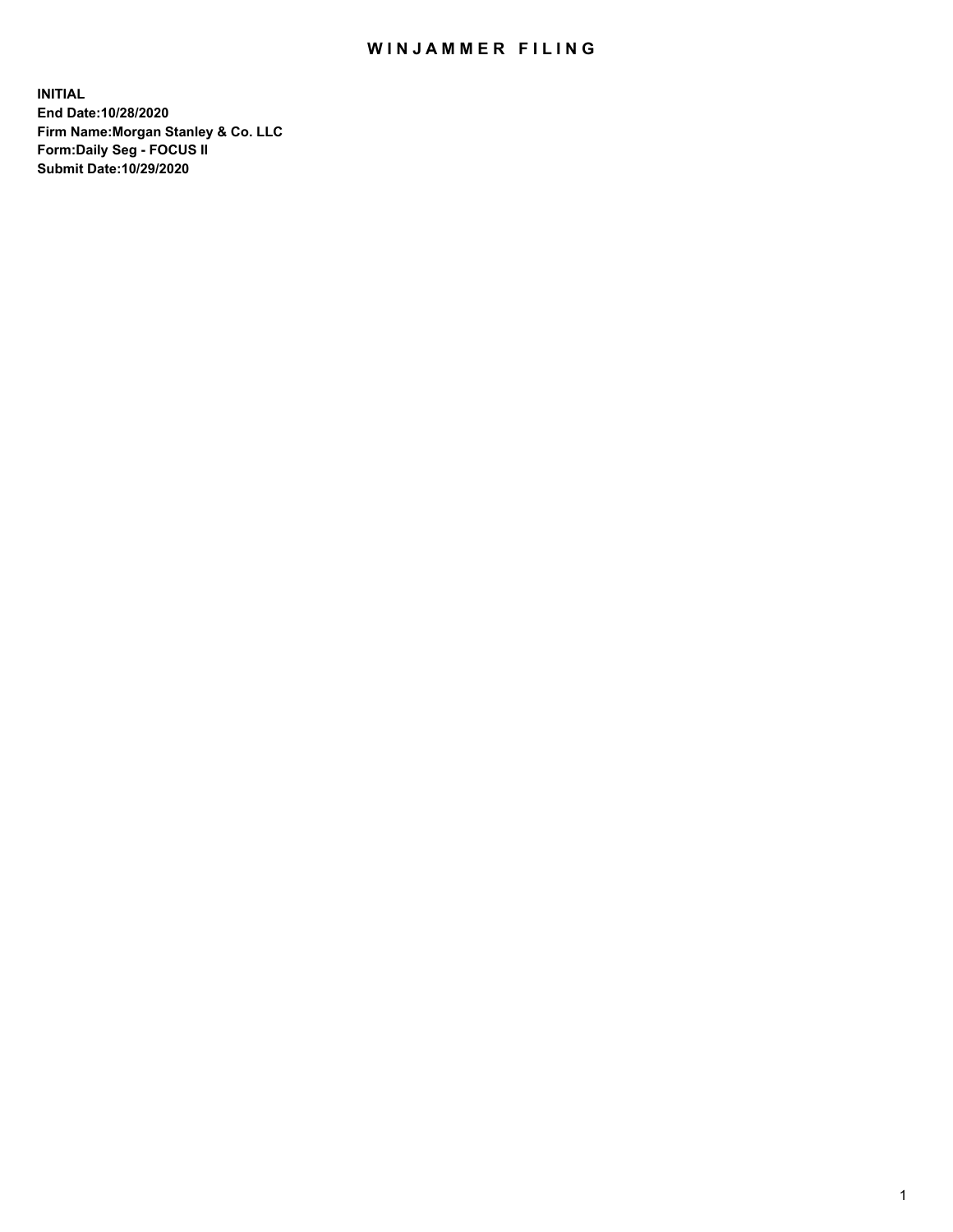# WINJAMMER FILING

**INITIAL**
**End Date:10/28/2020**
**Firm Name:Morgan Stanley & Co. LLC**
**Form:Daily Seg - FOCUS II**
**Submit Date:10/29/2020**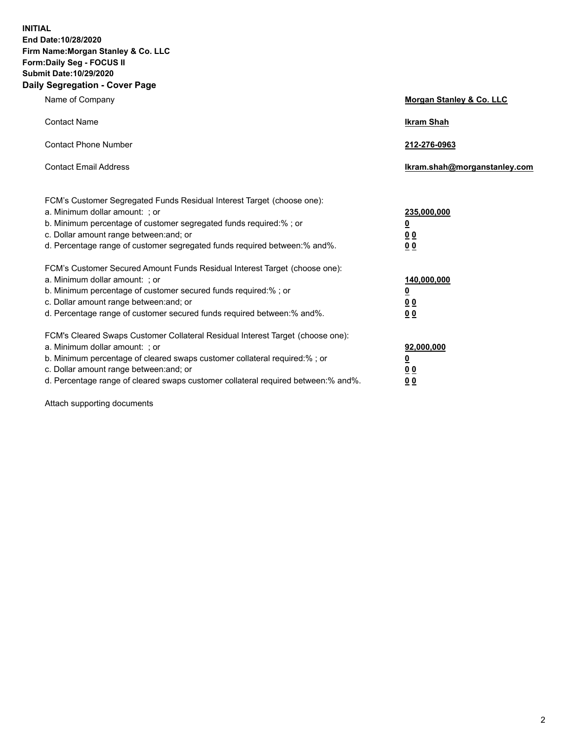**INITIAL**
**End Date:10/28/2020**
**Firm Name:Morgan Stanley & Co. LLC**
**Form:Daily Seg - FOCUS II**
**Submit Date:10/29/2020**

## Daily Segregation - Cover Page

| | |
|---|---|
| Name of Company | **Morgan Stanley & Co. LLC** |
| Contact Name | **Ikram Shah** |
| Contact Phone Number | **212-276-0963** |
| Contact Email Address | **Ikram.shah@morganstanley.com** |

| | |
|---|---|
| FCM's Customer Segregated Funds Residual Interest Target (choose one): | |
| a. Minimum dollar amount: ; or | **235,000,000** |
| b. Minimum percentage of customer segregated funds required:% ; or | **0** |
| c. Dollar amount range between:and; or | **0 0** |
| d. Percentage range of customer segregated funds required between:% and%. | **0 0** |
| FCM's Customer Secured Amount Funds Residual Interest Target (choose one): | |
| a. Minimum dollar amount: ; or | **140,000,000** |
| b. Minimum percentage of customer secured funds required:% ; or | **0** |
| c. Dollar amount range between:and; or | **0 0** |
| d. Percentage range of customer secured funds required between:% and%. | **0 0** |
| FCM's Cleared Swaps Customer Collateral Residual Interest Target (choose one): | |
| a. Minimum dollar amount: ; or | **92,000,000** |
| b. Minimum percentage of cleared swaps customer collateral required:% ; or | **0** |
| c. Dollar amount range between:and; or | **0 0** |
| d. Percentage range of cleared swaps customer collateral required between:% and%. | **0 0** |

Attach supporting documents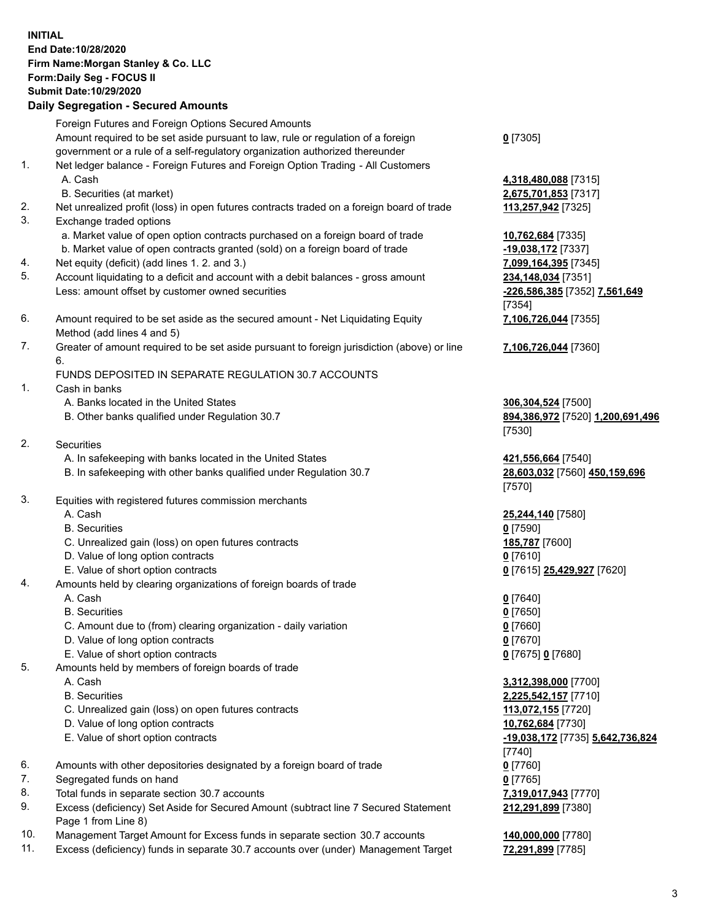**INITIAL**
**End Date:10/28/2020**
**Firm Name:Morgan Stanley & Co. LLC**
**Form:Daily Seg - FOCUS II**
**Submit Date:10/29/2020**

### Daily Segregation - Secured Amounts

| | | |
|---|---|---|
| | Foreign Futures and Foreign Options Secured Amounts | |
| | Amount required to be set aside pursuant to law, rule or regulation of a foreign government or a rule of a self-regulatory organization authorized thereunder | **0** [7305] |
| 1. | Net ledger balance - Foreign Futures and Foreign Option Trading - All Customers | |
| | A. Cash | **4,318,480,088** [7315] |
| | B. Securities (at market) | **2,675,701,853** [7317] |
| 2. | Net unrealized profit (loss) in open futures contracts traded on a foreign board of trade | **113,257,942** [7325] |
| 3. | Exchange traded options | |
| | a. Market value of open option contracts purchased on a foreign board of trade | **10,762,684** [7335] |
| | b. Market value of open contracts granted (sold) on a foreign board of trade | **-19,038,172** [7337] |
| 4. | Net equity (deficit) (add lines 1. 2. and 3.) | **7,099,164,395** [7345] |
| 5. | Account liquidating to a deficit and account with a debit balances - gross amount | **234,148,034** [7351] |
| | Less: amount offset by customer owned securities | **-226,586,385** [7352] **7,561,649** [7354] |
| 6. | Amount required to be set aside as the secured amount - Net Liquidating Equity Method (add lines 4 and 5) | **7,106,726,044** [7355] |
| 7. | Greater of amount required to be set aside pursuant to foreign jurisdiction (above) or line 6. | **7,106,726,044** [7360] |
| | FUNDS DEPOSITED IN SEPARATE REGULATION 30.7 ACCOUNTS | |
| 1. | Cash in banks | |
| | A. Banks located in the United States | **306,304,524** [7500] |
| | B. Other banks qualified under Regulation 30.7 | **894,386,972** [7520] **1,200,691,496** [7530] |
| 2. | Securities | |
| | A. In safekeeping with banks located in the United States | **421,556,664** [7540] |
| | B. In safekeeping with other banks qualified under Regulation 30.7 | **28,603,032** [7560] **450,159,696** [7570] |
| 3. | Equities with registered futures commission merchants | |
| | A. Cash | **25,244,140** [7580] |
| | B. Securities | **0** [7590] |
| | C. Unrealized gain (loss) on open futures contracts | **185,787** [7600] |
| | D. Value of long option contracts | **0** [7610] |
| | E. Value of short option contracts | **0** [7615] **25,429,927** [7620] |
| 4. | Amounts held by clearing organizations of foreign boards of trade | |
| | A. Cash | **0** [7640] |
| | B. Securities | **0** [7650] |
| | C. Amount due to (from) clearing organization - daily variation | **0** [7660] |
| | D. Value of long option contracts | **0** [7670] |
| | E. Value of short option contracts | **0** [7675] **0** [7680] |
| 5. | Amounts held by members of foreign boards of trade | |
| | A. Cash | **3,312,398,000** [7700] |
| | B. Securities | **2,225,542,157** [7710] |
| | C. Unrealized gain (loss) on open futures contracts | **113,072,155** [7720] |
| | D. Value of long option contracts | **10,762,684** [7730] |
| | E. Value of short option contracts | **-19,038,172** [7735] **5,642,736,824** [7740] |
| 6. | Amounts with other depositories designated by a foreign board of trade | **0** [7760] |
| 7. | Segregated funds on hand | **0** [7765] |
| 8. | Total funds in separate section 30.7 accounts | **7,319,017,943** [7770] |
| 9. | Excess (deficiency) Set Aside for Secured Amount (subtract line 7 Secured Statement Page 1 from Line 8) | **212,291,899** [7380] |
| 10. | Management Target Amount for Excess funds in separate section 30.7 accounts | **140,000,000** [7780] |
| 11. | Excess (deficiency) funds in separate 30.7 accounts over (under) Management Target | **72,291,899** [7785] |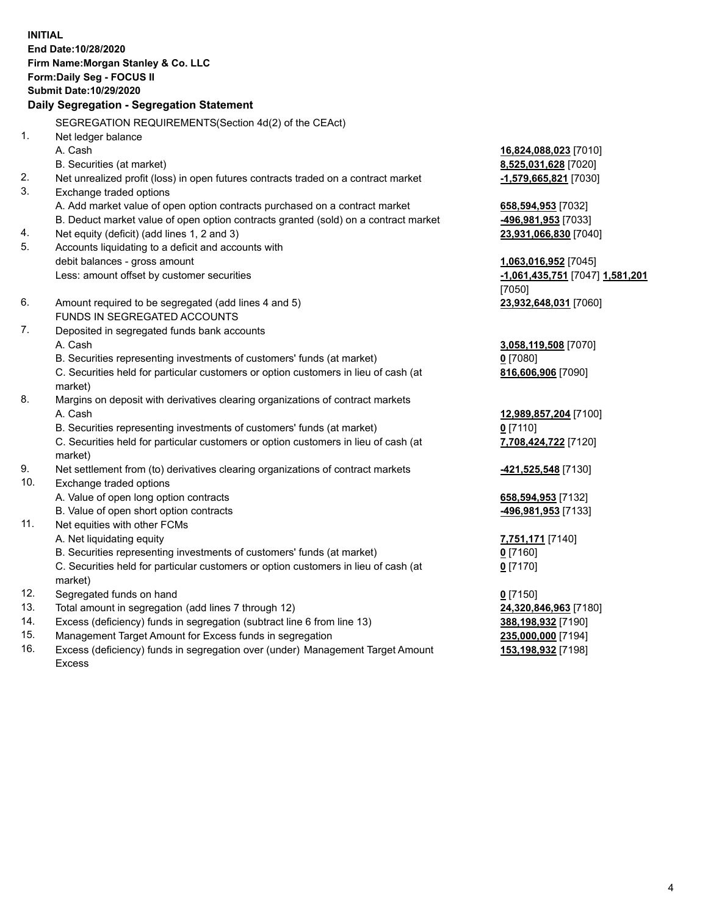**INITIAL**
**End Date:10/28/2020**
**Firm Name:Morgan Stanley & Co. LLC**
**Form:Daily Seg - FOCUS II**
**Submit Date:10/29/2020**

## Daily Segregation - Segregation Statement

| | | |
|---|---|---|
| | SEGREGATION REQUIREMENTS(Section 4d(2) of the CEAct) | |
| 1. | Net ledger balance | |
| | A. Cash | **16,824,088,023** [7010] |
| | B. Securities (at market) | **8,525,031,628** [7020] |
| 2. | Net unrealized profit (loss) in open futures contracts traded on a contract market | **-1,579,665,821** [7030] |
| 3. | Exchange traded options | |
| | A. Add market value of open option contracts purchased on a contract market | **658,594,953** [7032] |
| | B. Deduct market value of open option contracts granted (sold) on a contract market | **-496,981,953** [7033] |
| 4. | Net equity (deficit) (add lines 1, 2 and 3) | **23,931,066,830** [7040] |
| 5. | Accounts liquidating to a deficit and accounts with debit balances - gross amount | **1,063,016,952** [7045] |
| | Less: amount offset by customer securities | **-1,061,435,751** [7047] **1,581,201** [7050] |
| 6. | Amount required to be segregated (add lines 4 and 5) | **23,932,648,031** [7060] |
| | FUNDS IN SEGREGATED ACCOUNTS | |
| 7. | Deposited in segregated funds bank accounts | |
| | A. Cash | **3,058,119,508** [7070] |
| | B. Securities representing investments of customers' funds (at market) | **0** [7080] |
| | C. Securities held for particular customers or option customers in lieu of cash (at market) | **816,606,906** [7090] |
| 8. | Margins on deposit with derivatives clearing organizations of contract markets | |
| | A. Cash | **12,989,857,204** [7100] |
| | B. Securities representing investments of customers' funds (at market) | **0** [7110] |
| | C. Securities held for particular customers or option customers in lieu of cash (at market) | **7,708,424,722** [7120] |
| 9. | Net settlement from (to) derivatives clearing organizations of contract markets | **-421,525,548** [7130] |
| 10. | Exchange traded options | |
| | A. Value of open long option contracts | **658,594,953** [7132] |
| | B. Value of open short option contracts | **-496,981,953** [7133] |
| 11. | Net equities with other FCMs | |
| | A. Net liquidating equity | **7,751,171** [7140] |
| | B. Securities representing investments of customers' funds (at market) | **0** [7160] |
| | C. Securities held for particular customers or option customers in lieu of cash (at market) | **0** [7170] |
| 12. | Segregated funds on hand | **0** [7150] |
| 13. | Total amount in segregation (add lines 7 through 12) | **24,320,846,963** [7180] |
| 14. | Excess (deficiency) funds in segregation (subtract line 6 from line 13) | **388,198,932** [7190] |
| 15. | Management Target Amount for Excess funds in segregation | **235,000,000** [7194] |
| 16. | Excess (deficiency) funds in segregation over (under) Management Target Amount Excess | **153,198,932** [7198] |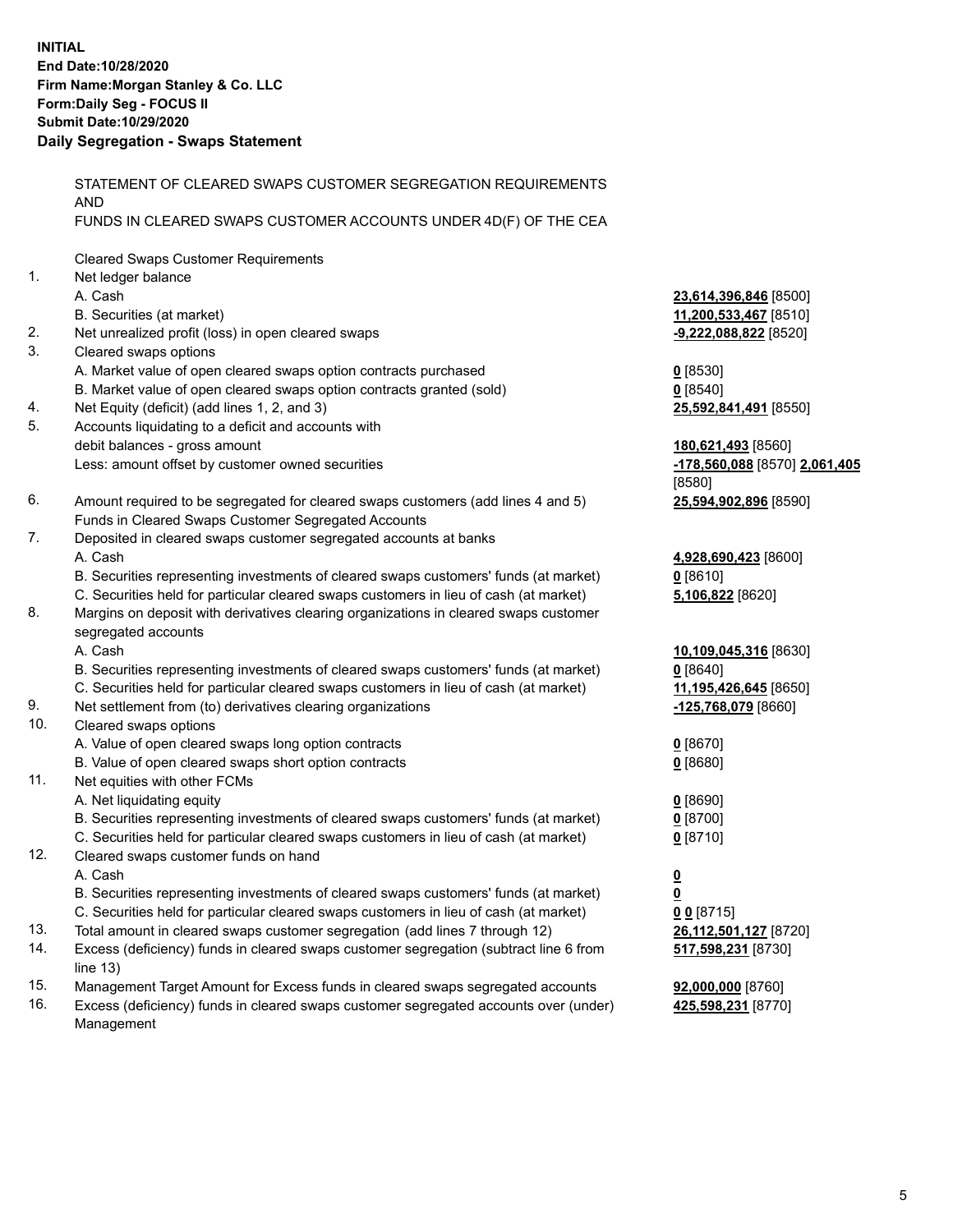**INITIAL**
**End Date:10/28/2020**
**Firm Name:Morgan Stanley & Co. LLC**
**Form:Daily Seg - FOCUS II**
**Submit Date:10/29/2020**
**Daily Segregation - Swaps Statement**

STATEMENT OF CLEARED SWAPS CUSTOMER SEGREGATION REQUIREMENTS AND FUNDS IN CLEARED SWAPS CUSTOMER ACCOUNTS UNDER 4D(F) OF THE CEA

| | | |
|---|---|---|
| | Cleared Swaps Customer Requirements | |
| 1. | Net ledger balance | |
| | A. Cash | **23,614,396,846** [8500] |
| | B. Securities (at market) | **11,200,533,467** [8510] |
| 2. | Net unrealized profit (loss) in open cleared swaps | **-9,222,088,822** [8520] |
| 3. | Cleared swaps options | |
| | A. Market value of open cleared swaps option contracts purchased | **0** [8530] |
| | B. Market value of open cleared swaps option contracts granted (sold) | **0** [8540] |
| 4. | Net Equity (deficit) (add lines 1, 2, and 3) | **25,592,841,491** [8550] |
| 5. | Accounts liquidating to a deficit and accounts with debit balances - gross amount | **180,621,493** [8560] |
| | Less: amount offset by customer owned securities | **-178,560,088** [8570] **2,061,405** [8580] |
| 6. | Amount required to be segregated for cleared swaps customers (add lines 4 and 5) | **25,594,902,896** [8590] |
| | Funds in Cleared Swaps Customer Segregated Accounts | |
| 7. | Deposited in cleared swaps customer segregated accounts at banks | |
| | A. Cash | **4,928,690,423** [8600] |
| | B. Securities representing investments of cleared swaps customers' funds (at market) | **0** [8610] |
| | C. Securities held for particular cleared swaps customers in lieu of cash (at market) | **5,106,822** [8620] |
| 8. | Margins on deposit with derivatives clearing organizations in cleared swaps customer segregated accounts | |
| | A. Cash | **10,109,045,316** [8630] |
| | B. Securities representing investments of cleared swaps customers' funds (at market) | **0** [8640] |
| | C. Securities held for particular cleared swaps customers in lieu of cash (at market) | **11,195,426,645** [8650] |
| 9. | Net settlement from (to) derivatives clearing organizations | **-125,768,079** [8660] |
| 10. | Cleared swaps options | |
| | A. Value of open cleared swaps long option contracts | **0** [8670] |
| | B. Value of open cleared swaps short option contracts | **0** [8680] |
| 11. | Net equities with other FCMs | |
| | A. Net liquidating equity | **0** [8690] |
| | B. Securities representing investments of cleared swaps customers' funds (at market) | **0** [8700] |
| | C. Securities held for particular cleared swaps customers in lieu of cash (at market) | **0** [8710] |
| 12. | Cleared swaps customer funds on hand | |
| | A. Cash | **0** |
| | B. Securities representing investments of cleared swaps customers' funds (at market) | **0** |
| | C. Securities held for particular cleared swaps customers in lieu of cash (at market) | **0** **0** [8715] |
| 13. | Total amount in cleared swaps customer segregation (add lines 7 through 12) | **26,112,501,127** [8720] |
| 14. | Excess (deficiency) funds in cleared swaps customer segregation (subtract line 6 from line 13) | **517,598,231** [8730] |
| 15. | Management Target Amount for Excess funds in cleared swaps segregated accounts | **92,000,000** [8760] |
| 16. | Excess (deficiency) funds in cleared swaps customer segregated accounts over (under) Management | **425,598,231** [8770] |